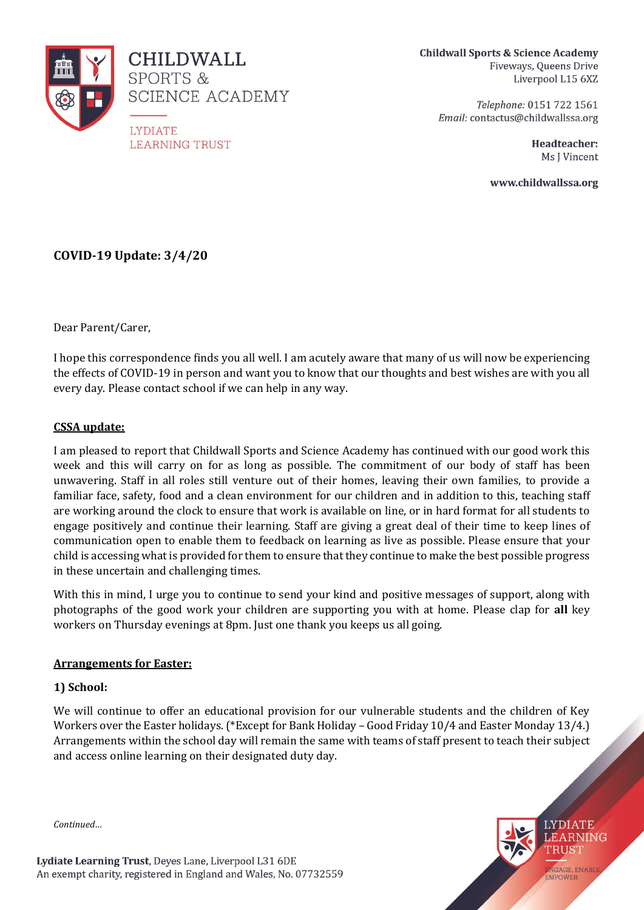CHILDWALL SPORTS & SCIENCE ACADEMY

LYDIATE LEARNING TRUST

**Childwall Sports & Science Academy**
Fiveways, Queens Drive
Liverpool L15 6XZ

*Telephone:* 0151 722 1561
*Email:* contactus@childwallssa.org

**Headteacher:**
Ms J Vincent

**www.childwallssa.org**

**COVID-19 Update: 3/4/20**

Dear Parent/Carer,

I hope this correspondence finds you all well. I am acutely aware that many of us will now be experiencing the effects of COVID-19 in person and want you to know that our thoughts and best wishes are with you all every day. Please contact school if we can help in any way.

**CSSA update:**

I am pleased to report that Childwall Sports and Science Academy has continued with our good work this week and this will carry on for as long as possible. The commitment of our body of staff has been unwavering. Staff in all roles still venture out of their homes, leaving their own families, to provide a familiar face, safety, food and a clean environment for our children and in addition to this, teaching staff are working around the clock to ensure that work is available on line, or in hard format for all students to engage positively and continue their learning. Staff are giving a great deal of their time to keep lines of communication open to enable them to feedback on learning as live as possible. Please ensure that your child is accessing what is provided for them to ensure that they continue to make the best possible progress in these uncertain and challenging times.

With this in mind, I urge you to continue to send your kind and positive messages of support, along with photographs of the good work your children are supporting you with at home. Please clap for **all** key workers on Thursday evenings at 8pm. Just one thank you keeps us all going.

**Arrangements for Easter:**

**1) School:**

We will continue to offer an educational provision for our vulnerable students and the children of Key Workers over the Easter holidays. (*Except for Bank Holiday – Good Friday 10/4 and Easter Monday 13/4.) Arrangements within the school day will remain the same with teams of staff present to teach their subject and access online learning on their designated duty day.

*Continued...*

**Lydiate Learning Trust**, Deyes Lane, Liverpool L31 6DE
An exempt charity, registered in England and Wales, No. 07732559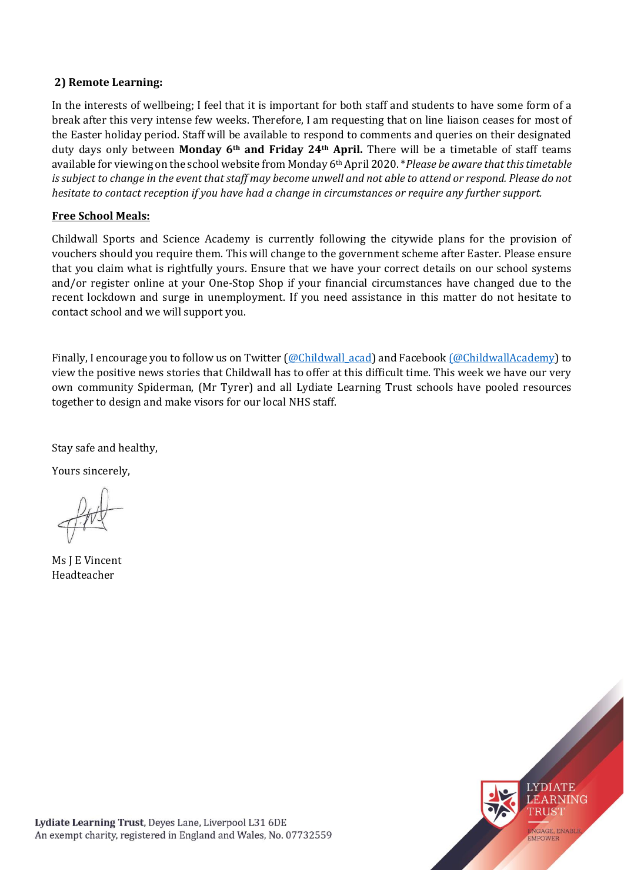**2) Remote Learning:**

In the interests of wellbeing; I feel that it is important for both staff and students to have some form of a break after this very intense few weeks. Therefore, I am requesting that on line liaison ceases for most of the Easter holiday period. Staff will be available to respond to comments and queries on their designated duty days only between **Monday 6th and Friday 24th April.** There will be a timetable of staff teams available for viewing on the school website from Monday 6th April 2020. **Please be aware that this timetable is subject to change in the event that staff may become unwell and not able to attend or respond. Please do not hesitate to contact reception if you have had a change in circumstances or require any further support.*

**Free School Meals:**

Childwall Sports and Science Academy is currently following the citywide plans for the provision of vouchers should you require them. This will change to the government scheme after Easter. Please ensure that you claim what is rightfully yours. Ensure that we have your correct details on our school systems and/or register online at your One-Stop Shop if your financial circumstances have changed due to the recent lockdown and surge in unemployment. If you need assistance in this matter do not hesitate to contact school and we will support you.

Finally, I encourage you to follow us on Twitter (@Childwall_acad) and Facebook (@ChildwallAcademy) to view the positive news stories that Childwall has to offer at this difficult time. This week we have our very own community Spiderman, (Mr Tyrer) and all Lydiate Learning Trust schools have pooled resources together to design and make visors for our local NHS staff.

Stay safe and healthy,

Yours sincerely,

Ms J E Vincent
Headteacher

**Lydiate Learning Trust**, Deyes Lane, Liverpool L31 6DE
An exempt charity, registered in England and Wales, No. 07732559